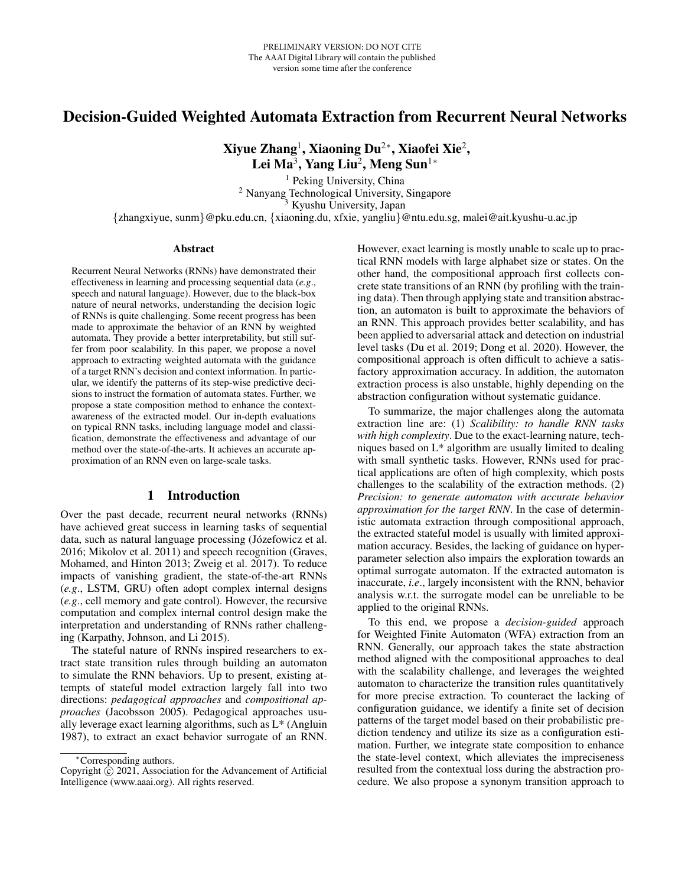PRELIMINARY VERSION: DO NOT CITE
The AAAI Digital Library will contain the published version some time after the conference

# Decision-Guided Weighted Automata Extraction from Recurrent Neural Networks

**Xiyue Zhang[1], Xiaoning Du[2*], Xiaofei Xie[2], Lei Ma[3], Yang Liu[2], Meng Sun[1*]**

[1] Peking University, China
[2] Nanyang Technological University, Singapore
[3] Kyushu University, Japan

{zhangxiyue, sunm}@pku.edu.cn, {xiaoning.du, xfxie, yangliu}@ntu.edu.sg, malei@ait.kyushu-u.ac.jp

### Abstract

Recurrent Neural Networks (RNNs) have demonstrated their effectiveness in learning and processing sequential data (*e.g.*, speech and natural language). However, due to the black-box nature of neural networks, understanding the decision logic of RNNs is quite challenging. Some recent progress has been made to approximate the behavior of an RNN by weighted automata. They provide a better interpretability, but still suffer from poor scalability. In this paper, we propose a novel approach to extracting weighted automata with the guidance of a target RNN's decision and context information. In particular, we identify the patterns of its step-wise predictive decisions to instruct the formation of automata states. Further, we propose a state composition method to enhance the context-awareness of the extracted model. Our in-depth evaluations on typical RNN tasks, including language model and classification, demonstrate the effectiveness and advantage of our method over the state-of-the-arts. It achieves an accurate approximation of an RNN even on large-scale tasks.

## 1 Introduction

Over the past decade, recurrent neural networks (RNNs) have achieved great success in learning tasks of sequential data, such as natural language processing (Józefowicz et al. 2016; Mikolov et al. 2011) and speech recognition (Graves, Mohamed, and Hinton 2013; Zweig et al. 2017). To reduce impacts of vanishing gradient, the state-of-the-art RNNs (*e.g.*, LSTM, GRU) often adopt complex internal designs (*e.g.*, cell memory and gate control). However, the recursive computation and complex internal control design make the interpretation and understanding of RNNs rather challenging (Karpathy, Johnson, and Li 2015).

The stateful nature of RNNs inspired researchers to extract state transition rules through building an automaton to simulate the RNN behaviors. Up to present, existing attempts of stateful model extraction largely fall into two directions: *pedagogical approaches* and *compositional approaches* (Jacobsson 2005). Pedagogical approaches usually leverage exact learning algorithms, such as L* (Angluin 1987), to extract an exact behavior surrogate of an RNN. However, exact learning is mostly unable to scale up to practical RNN models with large alphabet size or states. On the other hand, the compositional approach first collects concrete state transitions of an RNN (by profiling with the training data). Then through applying state and transition abstraction, an automaton is built to approximate the behaviors of an RNN. This approach provides better scalability, and has been applied to adversarial attack and detection on industrial level tasks (Du et al. 2019; Dong et al. 2020). However, the compositional approach is often difficult to achieve a satisfactory approximation accuracy. In addition, the automaton extraction process is also unstable, highly depending on the abstraction configuration without systematic guidance.

To summarize, the major challenges along the automata extraction line are: (1) *Scalibility: to handle RNN tasks with high complexity*. Due to the exact-learning nature, techniques based on L* algorithm are usually limited to dealing with small synthetic tasks. However, RNNs used for practical applications are often of high complexity, which posts challenges to the scalability of the extraction methods. (2) *Precision: to generate automaton with accurate behavior approximation for the target RNN*. In the case of deterministic automata extraction through compositional approach, the extracted stateful model is usually with limited approximation accuracy. Besides, the lacking of guidance on hyper-parameter selection also impairs the exploration towards an optimal surrogate automaton. If the extracted automaton is inaccurate, *i.e.*, largely inconsistent with the RNN, behavior analysis w.r.t. the surrogate model can be unreliable to be applied to the original RNNs.

To this end, we propose a *decision-guided* approach for Weighted Finite Automaton (WFA) extraction from an RNN. Generally, our approach takes the state abstraction method aligned with the compositional approaches to deal with the scalability challenge, and leverages the weighted automaton to characterize the transition rules quantitatively for more precise extraction. To counteract the lacking of configuration guidance, we identify a finite set of decision patterns of the target model based on their probabilistic prediction tendency and utilize its size as a configuration estimation. Further, we integrate state composition to enhance the state-level context, which alleviates the impreciseness resulted from the contextual loss during the abstraction procedure. We also propose a synonym transition approach to

*Corresponding authors.
Copyright © 2021, Association for the Advancement of Artificial Intelligence (www.aaai.org). All rights reserved.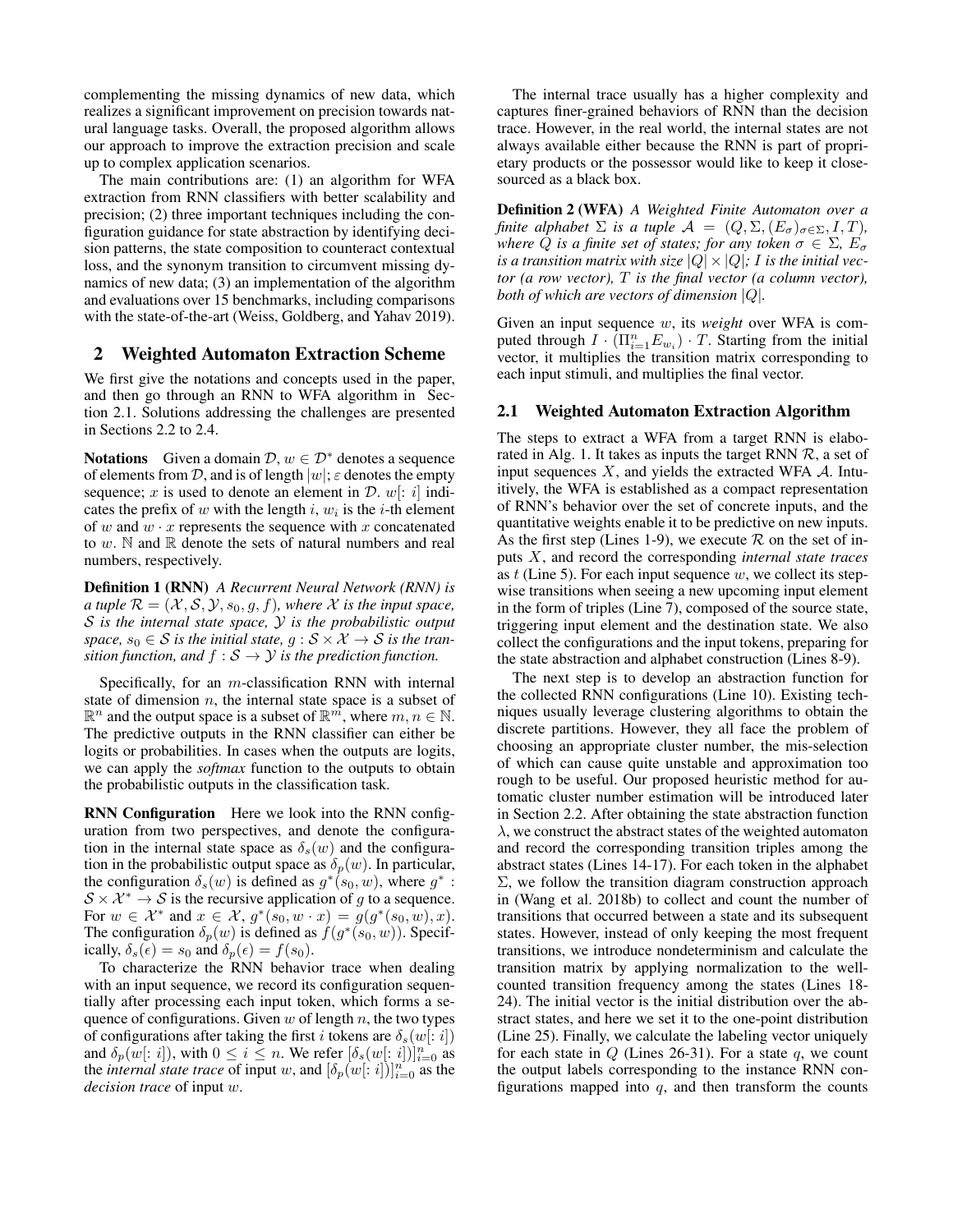complementing the missing dynamics of new data, which realizes a significant improvement on precision towards natural language tasks. Overall, the proposed algorithm allows our approach to improve the extraction precision and scale up to complex application scenarios.

The main contributions are: (1) an algorithm for WFA extraction from RNN classifiers with better scalability and precision; (2) three important techniques including the configuration guidance for state abstraction by identifying decision patterns, the state composition to counteract contextual loss, and the synonym transition to circumvent missing dynamics of new data; (3) an implementation of the algorithm and evaluations over 15 benchmarks, including comparisons with the state-of-the-art (Weiss, Goldberg, and Yahav 2019).

## 2 Weighted Automaton Extraction Scheme

We first give the notations and concepts used in the paper, and then go through an RNN to WFA algorithm in Section 2.1. Solutions addressing the challenges are presented in Sections 2.2 to 2.4.

**Notations** Given a domain $\mathcal{D}$, $w \in \mathcal{D}^*$ denotes a sequence of elements from $\mathcal{D}$, and is of length $|w|$; $\varepsilon$ denotes the empty sequence; $x$ is used to denote an element in $\mathcal{D}$. $w[:\, i]$ indicates the prefix of $w$ with the length $i$, $w_i$ is the $i$-th element of $w$ and $w \cdot x$ represents the sequence with $x$ concatenated to $w$. $\mathbb{N}$ and $\mathbb{R}$ denote the sets of natural numbers and real numbers, respectively.

**Definition 1 (RNN)** *A Recurrent Neural Network (RNN) is a tuple $\mathcal{R} = (\mathcal{X}, \mathcal{S}, \mathcal{Y}, s_0, g, f)$, where $\mathcal{X}$ is the input space, $\mathcal{S}$ is the internal state space, $\mathcal{Y}$ is the probabilistic output space, $s_0 \in \mathcal{S}$ is the initial state, $g : \mathcal{S} \times \mathcal{X} \to \mathcal{S}$ is the transition function, and $f : \mathcal{S} \to \mathcal{Y}$ is the prediction function.*

Specifically, for an $m$-classification RNN with internal state of dimension $n$, the internal state space is a subset of $\mathbb{R}^n$ and the output space is a subset of $\mathbb{R}^m$, where $m, n \in \mathbb{N}$. The predictive outputs in the RNN classifier can either be logits or probabilities. In cases when the outputs are logits, we can apply the *softmax* function to the outputs to obtain the probabilistic outputs in the classification task.

**RNN Configuration** Here we look into the RNN configuration from two perspectives, and denote the configuration in the internal state space as $\delta_s(w)$ and the configuration in the probabilistic output space as $\delta_p(w)$. In particular, the configuration $\delta_s(w)$ is defined as $g^*(s_0, w)$, where $g^* : \mathcal{S} \times \mathcal{X}^* \to \mathcal{S}$ is the recursive application of $g$ to a sequence. For $w \in \mathcal{X}^*$ and $x \in \mathcal{X}$, $g^*(s_0, w \cdot x) = g(g^*(s_0, w), x)$. The configuration $\delta_p(w)$ is defined as $f(g^*(s_0, w))$. Specifically, $\delta_s(\epsilon) = s_0$ and $\delta_p(\epsilon) = f(s_0)$.

To characterize the RNN behavior trace when dealing with an input sequence, we record its configuration sequentially after processing each input token, which forms a sequence of configurations. Given $w$ of length $n$, the two types of configurations after taking the first $i$ tokens are $\delta_s(w[:\, i])$ and $\delta_p(w[:\, i])$, with $0 \leq i \leq n$. We refer $[\delta_s(w[:\, i])]_{i=0}^n$ as the *internal state trace* of input $w$, and $[\delta_p(w[:\, i])]_{i=0}^n$ as the *decision trace* of input $w$.

The internal trace usually has a higher complexity and captures finer-grained behaviors of RNN than the decision trace. However, in the real world, the internal states are not always available either because the RNN is part of proprietary products or the possessor would like to keep it close-sourced as a black box.

**Definition 2 (WFA)** *A Weighted Finite Automaton over a finite alphabet $\Sigma$ is a tuple $\mathcal{A} = (Q, \Sigma, (E_\sigma)_{\sigma \in \Sigma}, I, T)$, where $Q$ is a finite set of states; for any token $\sigma \in \Sigma$, $E_\sigma$ is a transition matrix with size $|Q| \times |Q|$; $I$ is the initial vector (a row vector), $T$ is the final vector (a column vector), both of which are vectors of dimension $|Q|$.*

Given an input sequence $w$, its *weight* over WFA is computed through $I \cdot (\Pi_{i=1}^n E_{w_i}) \cdot T$. Starting from the initial vector, it multiplies the transition matrix corresponding to each input stimuli, and multiplies the final vector.

### 2.1 Weighted Automaton Extraction Algorithm

The steps to extract a WFA from a target RNN is elaborated in Alg. 1. It takes as inputs the target RNN $\mathcal{R}$, a set of input sequences $X$, and yields the extracted WFA $\mathcal{A}$. Intuitively, the WFA is established as a compact representation of RNN's behavior over the set of concrete inputs, and the quantitative weights enable it to be predictive on new inputs. As the first step (Lines 1-9), we execute $\mathcal{R}$ on the set of inputs $X$, and record the corresponding *internal state traces* as $t$ (Line 5). For each input sequence $w$, we collect its stepwise transitions when seeing a new upcoming input element in the form of triples (Line 7), composed of the source state, triggering input element and the destination state. We also collect the configurations and the input tokens, preparing for the state abstraction and alphabet construction (Lines 8-9).

The next step is to develop an abstraction function for the collected RNN configurations (Line 10). Existing techniques usually leverage clustering algorithms to obtain the discrete partitions. However, they all face the problem of choosing an appropriate cluster number, the mis-selection of which can cause quite unstable and approximation too rough to be useful. Our proposed heuristic method for automatic cluster number estimation will be introduced later in Section 2.2. After obtaining the state abstraction function $\lambda$, we construct the abstract states of the weighted automaton and record the corresponding transition triples among the abstract states (Lines 14-17). For each token in the alphabet $\Sigma$, we follow the transition diagram construction approach in (Wang et al. 2018b) to collect and count the number of transitions that occurred between a state and its subsequent states. However, instead of only keeping the most frequent transitions, we introduce nondeterminism and calculate the transition matrix by applying normalization to the well-counted transition frequency among the states (Lines 18-24). The initial vector is the initial distribution over the abstract states, and here we set it to the one-point distribution (Line 25). Finally, we calculate the labeling vector uniquely for each state in $Q$ (Lines 26-31). For a state $q$, we count the output labels corresponding to the instance RNN configurations mapped into $q$, and then transform the counts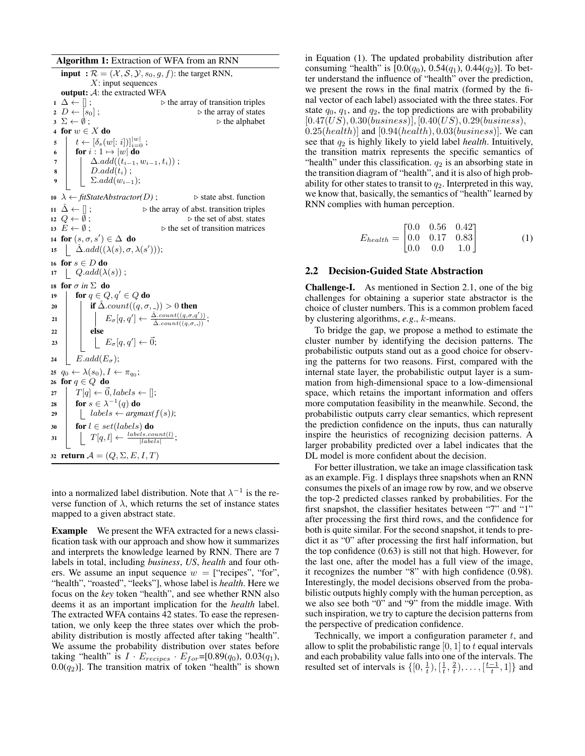**Algorithm 1:** Extraction of WFA from an RNN

```
input : R = (X, S, Y, s_0, g, f): the target RNN,
        X: input sequences
output: A: the extracted WFA
1  Δ ← [] ;                                   ▷ the array of transition triples
2  D ← [s_0] ;                                ▷ the array of states
3  Σ ← ∅ ;                                    ▷ the alphabet
4  for w ∈ X do
5      t ← [δ_s(w[: i])]_{i=0}^{|w|} ;
6      for i : 1 ↦ |w| do
7          Δ.add((t_{i-1}, w_{i-1}, t_i)) ;
8          D.add(t_i) ;
9          Σ.add(w_{i-1});
10 λ ← fitStateAbstractor(D) ;                ▷ state abst. function
11 Δ̂ ← [] ;                                   ▷ the array of abst. transition triples
12 Q ← ∅ ;                                    ▷ the set of abst. states
13 E ← ∅ ;                                    ▷ the set of transition matrices
14 for (s, σ, s') ∈ Δ do
15     Δ̂.add((λ(s), σ, λ(s')));
16 for s ∈ D do
17     Q.add(λ(s)) ;
18 for σ in Σ do
19     for q ∈ Q, q' ∈ Q do
20         if Δ̂.count((q, σ, _)) > 0 then
21             E_σ[q, q'] ← Δ̂.count((q,σ,q')) / Δ̂.count((q,σ,_));
22         else
23             E_σ[q, q'] ← 0⃗;
24     E.add(E_σ);
25 q_0 ← λ(s_0), I ← π_{q_0};
26 for q ∈ Q do
27     T[q] ← 0⃗, labels ← [];
28     for s ∈ λ^{-1}(q) do
29         labels ← argmax(f(s));
30     for l ∈ set(labels) do
31         T[q, l] ← labels.count(l) / |labels|;
32 return A = (Q, Σ, E, I, T)
```

into a normalized label distribution. Note that $\lambda^{-1}$ is the reverse function of $\lambda$, which returns the set of instance states mapped to a given abstract state.

**Example** We present the WFA extracted for a news classification task with our approach and show how it summarizes and interprets the knowledge learned by RNN. There are 7 labels in total, including *business*, *US*, *health* and four others. We assume an input sequence $w$ = ["recipes", "for", "health", "roasted", "leeks"], whose label is *health*. Here we focus on the *key* token "health", and see whether RNN also deems it as an important implication for the *health* label. The extracted WFA contains 42 states. To ease the representation, we only keep the three states over which the probability distribution is mostly affected after taking "health". We assume the probability distribution over states before taking "health" is $I \cdot E_{recipes} \cdot E_{for}$=[0.89($q_0$), 0.03($q_1$), 0.0($q_2$)]. The transition matrix of token "health" is shown in Equation (1). The updated probability distribution after consuming "health" is [0.0($q_0$), 0.54($q_1$), 0.44($q_2$)]. To better understand the influence of "health" over the prediction, we present the rows in the final matrix (formed by the final vector of each label) associated with the three states. For state $q_0$, $q_1$, and $q_2$, the top predictions are with probability $[0.47(US), 0.30(business)], [0.40(US), 0.29(business), 0.25(health)]$ and $[0.94(health), 0.03(business)]$. We can see that $q_2$ is highly likely to yield label *health*. Intuitively, the transition matrix represents the specific semantics of "health" under this classification. $q_2$ is an absorbing state in the transition diagram of "health", and it is also of high probability for other states to transit to $q_2$. Interpreted in this way, we know that, basically, the semantics of "health" learned by RNN complies with human perception.

$$E_{health} = \begin{bmatrix} 0.0 & 0.56 & 0.42 \\ 0.0 & 0.17 & 0.83 \\ 0.0 & 0.0 & 1.0 \end{bmatrix} \tag{1}$$

## 2.2 Decision-Guided State Abstraction

**Challenge-I.** As mentioned in Section 2.1, one of the big challenges for obtaining a superior state abstractor is the choice of cluster numbers. This is a common problem faced by clustering algorithms, *e.g.*, $k$-means.

To bridge the gap, we propose a method to estimate the cluster number by identifying the decision patterns. The probabilistic outputs stand out as a good choice for observing the patterns for two reasons. First, compared with the internal state layer, the probabilistic output layer is a summation from high-dimensional space to a low-dimensional space, which retains the important information and offers more computation feasibility in the meanwhile. Second, the probabilistic outputs carry clear semantics, which represent the prediction confidence on the inputs, thus can naturally inspire the heuristics of recognizing decision patterns. A larger probability predicted over a label indicates that the DL model is more confident about the decision.

For better illustration, we take an image classification task as an example. Fig. 1 displays three snapshots when an RNN consumes the pixels of an image row by row, and we observe the top-2 predicted classes ranked by probabilities. For the first snapshot, the classifier hesitates between "7" and "1" after processing the first third rows, and the confidence for both is quite similar. For the second snapshot, it tends to predict it as "0" after processing the first half information, but the top confidence (0.63) is still not that high. However, for the last one, after the model has a full view of the image, it recognizes the number "8" with high confidence (0.98). Interestingly, the model decisions observed from the probabilistic outputs highly comply with the human perception, as we also see both "0" and "9" from the middle image. With such inspiration, we try to capture the decision patterns from the perspective of predication confidence.

Technically, we import a configuration parameter $t$, and allow to split the probabilistic range $[0, 1]$ to $t$ equal intervals and each probability value falls into one of the intervals. The resulted set of intervals is $\{[0, \frac{1}{t}), [\frac{1}{t}, \frac{2}{t}), \ldots, [\frac{t-1}{t}, 1]\}$ and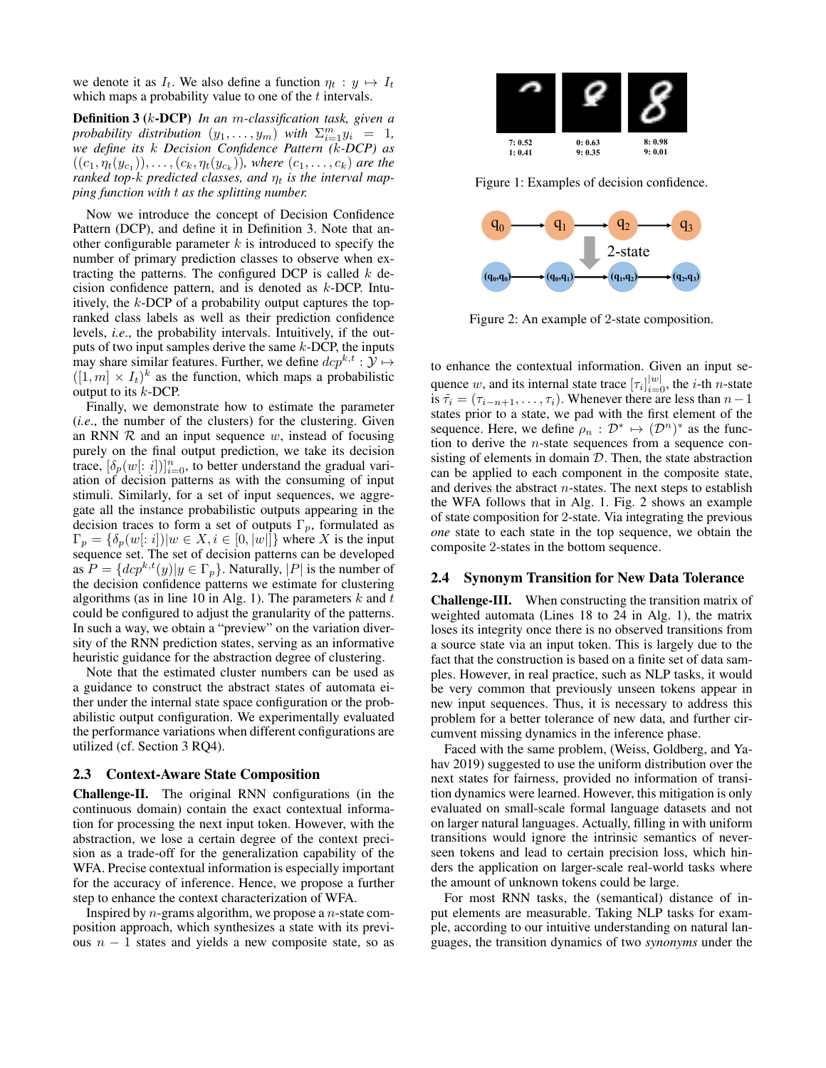we denote it as $I_t$. We also define a function $\eta_t : y \mapsto I_t$ which maps a probability value to one of the $t$ intervals.

**Definition 3** (**$k$-DCP**) *In an $m$-classification task, given a probability distribution $(y_1, \ldots, y_m)$ with $\Sigma_{i=1}^{m} y_i = 1$, we define its $k$ Decision Confidence Pattern ($k$-DCP) as $((c_1, \eta_t(y_{c_1})), \ldots, (c_k, \eta_t(y_{c_k})))$, where $(c_1, \ldots, c_k)$ are the ranked top-$k$ predicted classes, and $\eta_t$ is the interval mapping function with $t$ as the splitting number.*

Now we introduce the concept of Decision Confidence Pattern (DCP), and define it in Definition 3. Note that another configurable parameter $k$ is introduced to specify the number of primary prediction classes to observe when extracting the patterns. The configured DCP is called $k$ decision confidence pattern, and is denoted as $k$-DCP. Intuitively, the $k$-DCP of a probability output captures the top-ranked class labels as well as their prediction confidence levels, *i.e.*, the probability intervals. Intuitively, if the outputs of two input samples derive the same $k$-DCP, the inputs may share similar features. Further, we define $dcp^{k,t} : \mathcal{Y} \mapsto ([1, m] \times I_t)^k$ as the function, which maps a probabilistic output to its $k$-DCP.

Finally, we demonstrate how to estimate the parameter (*i.e.*, the number of the clusters) for the clustering. Given an RNN $\mathcal{R}$ and an input sequence $w$, instead of focusing purely on the final output prediction, we take its decision trace, $[\delta_p(w[:i])]_{i=0}^{n}$, to better understand the gradual variation of decision patterns as with the consuming of input stimuli. Similarly, for a set of input sequences, we aggregate all the instance probabilistic outputs appearing in the decision traces to form a set of outputs $\Gamma_p$, formulated as $\Gamma_p = \{\delta_p(w[:i]) | w \in X, i \in [0, |w|]\}$ where $X$ is the input sequence set. The set of decision patterns can be developed as $P = \{dcp^{k,t}(y) | y \in \Gamma_p\}$. Naturally, $|P|$ is the number of the decision confidence patterns we estimate for clustering algorithms (as in line 10 in Alg. 1). The parameters $k$ and $t$ could be configured to adjust the granularity of the patterns. In such a way, we obtain a "preview" on the variation diversity of the RNN prediction states, serving as an informative heuristic guidance for the abstraction degree of clustering.

Note that the estimated cluster numbers can be used as a guidance to construct the abstract states of automata either under the internal state space configuration or the probabilistic output configuration. We experimentally evaluated the performance variations when different configurations are utilized (cf. Section 3 RQ4).

## 2.3 Context-Aware State Composition

**Challenge-II.** The original RNN configurations (in the continuous domain) contain the exact contextual information for processing the next input token. However, with the abstraction, we lose a certain degree of the context precision as a trade-off for the generalization capability of the WFA. Precise contextual information is especially important for the accuracy of inference. Hence, we propose a further step to enhance the context characterization of WFA.

Inspired by $n$-grams algorithm, we propose a $n$-state composition approach, which synthesizes a state with its previous $n-1$ states and yields a new composite state, so as

7: 0.52
1: 0.41

0: 0.63
9: 0.35

8: 0.98
9: 0.01

Figure 1: Examples of decision confidence.

Figure 2: An example of 2-state composition.

to enhance the contextual information. Given an input sequence $w$, and its internal state trace $[\tau_i]_{i=0}^{|w|}$, the $i$-th $n$-state is $\tilde{\tau}_i = (\tau_{i-n+1}, \ldots, \tau_i)$. Whenever there are less than $n-1$ states prior to a state, we pad with the first element of the sequence. Here, we define $\rho_n : \mathcal{D}^* \mapsto (\mathcal{D}^n)^*$ as the function to derive the $n$-state sequences from a sequence consisting of elements in domain $\mathcal{D}$. Then, the state abstraction can be applied to each component in the composite state, and derives the abstract $n$-states. The next steps to establish the WFA follows that in Alg. 1. Fig. 2 shows an example of state composition for 2-state. Via integrating the previous *one* state to each state in the top sequence, we obtain the composite 2-states in the bottom sequence.

## 2.4 Synonym Transition for New Data Tolerance

**Challenge-III.** When constructing the transition matrix of weighted automata (Lines 18 to 24 in Alg. 1), the matrix loses its integrity once there is no observed transitions from a source state via an input token. This is largely due to the fact that the construction is based on a finite set of data samples. However, in real practice, such as NLP tasks, it would be very common that previously unseen tokens appear in new input sequences. Thus, it is necessary to address this problem for a better tolerance of new data, and further circumvent missing dynamics in the inference phase.

Faced with the same problem, (Weiss, Goldberg, and Yahav 2019) suggested to use the uniform distribution over the next states for fairness, provided no information of transition dynamics were learned. However, this mitigation is only evaluated on small-scale formal language datasets and not on larger natural languages. Actually, filling in with uniform transitions would ignore the intrinsic semantics of never-seen tokens and lead to certain precision loss, which hinders the application on larger-scale real-world tasks where the amount of unknown tokens could be large.

For most RNN tasks, the (semantical) distance of input elements are measurable. Taking NLP tasks for example, according to our intuitive understanding on natural languages, the transition dynamics of two *synonyms* under the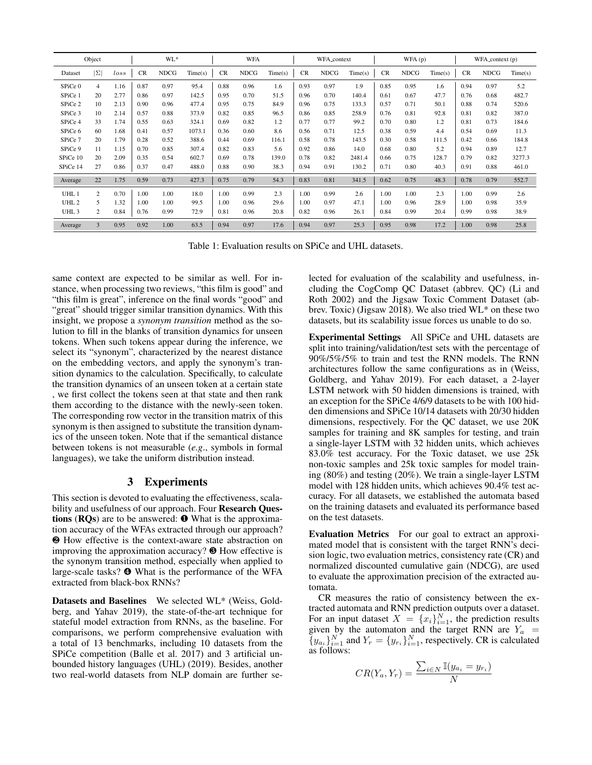| Object | | | WL* | | | WFA | | | WFA_context | | | WFA (p) | | | WFA_context (p) | | |
|---|---|---|---|---|---|---|---|---|---|---|---|---|---|---|---|---|---|
| Dataset | $\|\Sigma\|$ | $loss$ | CR | NDCG | Time(s) | CR | NDCG | Time(s) | CR | NDCG | Time(s) | CR | NDCG | Time(s) | CR | NDCG | Time(s) |
| SPiCe 0 | 4 | 1.16 | 0.87 | 0.97 | 95.4 | 0.88 | 0.96 | 1.6 | 0.93 | 0.97 | 1.9 | 0.85 | 0.95 | 1.6 | 0.94 | 0.97 | 5.2 |
| SPiCe 1 | 20 | 2.77 | 0.86 | 0.97 | 142.5 | 0.95 | 0.70 | 51.5 | 0.96 | 0.70 | 140.4 | 0.61 | 0.67 | 47.7 | 0.76 | 0.68 | 482.7 |
| SPiCe 2 | 10 | 2.13 | 0.90 | 0.96 | 477.4 | 0.95 | 0.75 | 84.9 | 0.96 | 0.75 | 133.3 | 0.57 | 0.71 | 50.1 | 0.88 | 0.74 | 520.6 |
| SPiCe 3 | 10 | 2.14 | 0.57 | 0.88 | 373.9 | 0.82 | 0.85 | 96.5 | 0.86 | 0.85 | 258.9 | 0.76 | 0.81 | 92.8 | 0.81 | 0.82 | 387.0 |
| SPiCe 4 | 33 | 1.74 | 0.55 | 0.63 | 324.1 | 0.69 | 0.82 | 1.2 | 0.77 | 0.77 | 99.2 | 0.70 | 0.80 | 1.2 | 0.81 | 0.73 | 184.6 |
| SPiCe 6 | 60 | 1.68 | 0.41 | 0.57 | 1073.1 | 0.36 | 0.60 | 8.6 | 0.56 | 0.71 | 12.5 | 0.38 | 0.59 | 4.4 | 0.54 | 0.69 | 11.3 |
| SPiCe 7 | 20 | 1.79 | 0.28 | 0.52 | 388.6 | 0.44 | 0.69 | 116.1 | 0.58 | 0.78 | 143.5 | 0.30 | 0.58 | 111.5 | 0.42 | 0.66 | 184.8 |
| SPiCe 9 | 11 | 1.15 | 0.70 | 0.85 | 307.4 | 0.82 | 0.83 | 5.6 | 0.92 | 0.86 | 14.0 | 0.68 | 0.80 | 5.2 | 0.94 | 0.89 | 12.7 |
| SPiCe 10 | 20 | 2.09 | 0.35 | 0.54 | 602.7 | 0.69 | 0.78 | 139.0 | 0.78 | 0.82 | 2481.4 | 0.66 | 0.75 | 128.7 | 0.79 | 0.82 | 3277.3 |
| SPiCe 14 | 27 | 0.86 | 0.37 | 0.47 | 488.0 | 0.88 | 0.90 | 38.3 | 0.94 | 0.91 | 130.2 | 0.71 | 0.80 | 40.3 | 0.91 | 0.88 | 461.0 |
| Average | 22 | 1.75 | 0.59 | 0.73 | 427.3 | 0.75 | 0.79 | 54.3 | 0.83 | 0.81 | 341.5 | 0.62 | 0.75 | 48.3 | 0.78 | 0.79 | 552.7 |
| UHL 1 | 2 | 0.70 | 1.00 | 1.00 | 18.0 | 1.00 | 0.99 | 2.3 | 1.00 | 0.99 | 2.6 | 1.00 | 1.00 | 2.3 | 1.00 | 0.99 | 2.6 |
| UHL 2 | 5 | 1.32 | 1.00 | 1.00 | 99.5 | 1.00 | 0.96 | 29.6 | 1.00 | 0.97 | 47.1 | 1.00 | 0.96 | 28.9 | 1.00 | 0.98 | 35.9 |
| UHL 3 | 2 | 0.84 | 0.76 | 0.99 | 72.9 | 0.81 | 0.96 | 20.8 | 0.82 | 0.96 | 26.1 | 0.84 | 0.99 | 20.4 | 0.99 | 0.98 | 38.9 |
| Average | 3 | 0.95 | 0.92 | 1.00 | 63.5 | 0.94 | 0.97 | 17.6 | 0.94 | 0.97 | 25.3 | 0.95 | 0.98 | 17.2 | 1.00 | 0.98 | 25.8 |

Table 1: Evaluation results on SPiCe and UHL datasets.

same context are expected to be similar as well. For instance, when processing two reviews, "this film is good" and "this film is great", inference on the final words "good" and "great" should trigger similar transition dynamics. With this insight, we propose a *synonym transition* method as the solution to fill in the blanks of transition dynamics for unseen tokens. When such tokens appear during the inference, we select its "synonym", characterized by the nearest distance on the embedding vectors, and apply the synonym's transition dynamics to the calculation. Specifically, to calculate the transition dynamics of an unseen token at a certain state , we first collect the tokens seen at that state and then rank them according to the distance with the newly-seen token. The corresponding row vector in the transition matrix of this synonym is then assigned to substitute the transition dynamics of the unseen token. Note that if the semantical distance between tokens is not measurable (*e.g*., symbols in formal languages), we take the uniform distribution instead.

## 3 Experiments

This section is devoted to evaluating the effectiveness, scalability and usefulness of our approach. Four **Research Questions** (**RQs**) are to be answered: ❶ What is the approximation accuracy of the WFAs extracted through our approach? ❷ How effective is the context-aware state abstraction on improving the approximation accuracy? ❸ How effective is the synonym transition method, especially when applied to large-scale tasks? ❹ What is the performance of the WFA extracted from black-box RNNs?

**Datasets and Baselines** We selected WL* (Weiss, Goldberg, and Yahav 2019), the state-of-the-art technique for stateful model extraction from RNNs, as the baseline. For comparisons, we perform comprehensive evaluation with a total of 13 benchmarks, including 10 datasets from the SPiCe competition (Balle et al. 2017) and 3 artificial unbounded history languages (UHL) (2019). Besides, another two real-world datasets from NLP domain are further selected for evaluation of the scalability and usefulness, including the CogComp QC Dataset (abbrev. QC) (Li and Roth 2002) and the Jigsaw Toxic Comment Dataset (abbrev. Toxic) (Jigsaw 2018). We also tried WL* on these two datasets, but its scalability issue forces us unable to do so.

**Experimental Settings** All SPiCe and UHL datasets are split into training/validation/test sets with the percentage of 90%/5%/5% to train and test the RNN models. The RNN architectures follow the same configurations as in (Weiss, Goldberg, and Yahav 2019). For each dataset, a 2-layer LSTM network with 50 hidden dimensions is trained, with an exception for the SPiCe 4/6/9 datasets to be with 100 hidden dimensions and SPiCe 10/14 datasets with 20/30 hidden dimensions, respectively. For the QC dataset, we use 20K samples for training and 8K samples for testing, and train a single-layer LSTM with 32 hidden units, which achieves 83.0% test accuracy. For the Toxic dataset, we use 25k non-toxic samples and 25k toxic samples for model training (80%) and testing (20%). We train a single-layer LSTM model with 128 hidden units, which achieves 90.4% test accuracy. For all datasets, we established the automata based on the training datasets and evaluated its performance based on the test datasets.

**Evaluation Metrics** For our goal to extract an approximated model that is consistent with the target RNN's decision logic, two evaluation metrics, consistency rate (CR) and normalized discounted cumulative gain (NDCG), are used to evaluate the approximation precision of the extracted automata.

CR measures the ratio of consistency between the extracted automata and RNN prediction outputs over a dataset. For an input dataset $X = \{x_i\}_{i=1}^{N}$, the prediction results given by the automaton and the target RNN are $Y_a = \{y_{a_i}\}_{i=1}^{N}$ and $Y_r = \{y_{r_i}\}_{i=1}^{N}$, respectively. CR is calculated as follows:

$$CR(Y_a, Y_r) = \frac{\sum_{i \in N} \mathbb{I}(y_{a_i} = y_{r_i})}{N}$$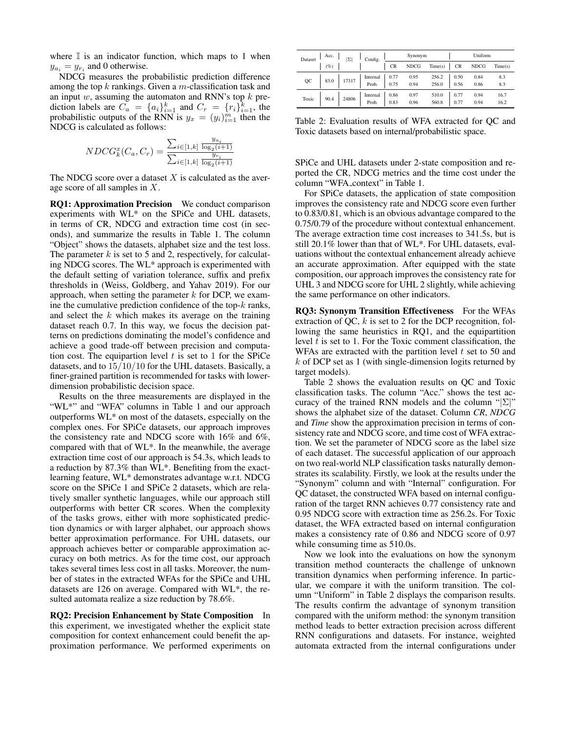where $\mathbb{I}$ is an indicator function, which maps to 1 when $y_{a_i} = y_{r_i}$ and 0 otherwise.

NDCG measures the probabilistic prediction difference among the top $k$ rankings. Given a $m$-classification task and an input $w$, assuming the automaton and RNN's top $k$ prediction labels are $C_a = \{a_i\}_{i=1}^{k}$ and $C_r = \{r_i\}_{i=1}^{k}$, the probabilistic outputs of the RNN is $y_x = (y_i)_{i=1}^{m}$ then the NDCG is calculated as follows:

$$NDCG_k^x(C_a, C_r) = \frac{\sum_{i \in [1,k]} \frac{y_{a_i}}{\log_2(i+1)}}{\sum_{i \in [1,k]} \frac{y_{r_i}}{\log_2(i+1)}}$$

The NDCG score over a dataset $X$ is calculated as the average score of all samples in $X$.

**RQ1: Approximation Precision** We conduct comparison experiments with WL* on the SPiCe and UHL datasets, in terms of CR, NDCG and extraction time cost (in seconds), and summarize the results in Table 1. The column "Object" shows the datasets, alphabet size and the test loss. The parameter $k$ is set to 5 and 2, respectively, for calculating NDCG scores. The WL* approach is experimented with the default setting of variation tolerance, suffix and prefix thresholds in (Weiss, Goldberg, and Yahav 2019). For our approach, when setting the parameter $k$ for DCP, we examine the cumulative prediction confidence of the top-$k$ ranks, and select the $k$ which makes its average on the training dataset reach 0.7. In this way, we focus the decision patterns on predictions dominating the model's confidence and achieve a good trade-off between precision and computation cost. The equipartion level $t$ is set to 1 for the SPiCe datasets, and to $15/10/10$ for the UHL datasets. Basically, a finer-grained partition is recommended for tasks with lower-dimension probabilistic decision space.

Results on the three measurements are displayed in the "WL*" and "WFA" columns in Table 1 and our approach outperforms WL* on most of the datasets, especially on the complex ones. For SPiCe datasets, our approach improves the consistency rate and NDCG score with 16% and 6%, compared with that of WL*. In the meanwhile, the average extraction time cost of our approach is 54.3s, which leads to a reduction by 87.3% than WL*. Benefiting from the exact-learning feature, WL* demonstrates advantage w.r.t. NDCG score on the SPiCe 1 and SPiCe 2 datasets, which are relatively smaller synthetic languages, while our approach still outperforms with better CR scores. When the complexity of the tasks grows, either with more sophisticated prediction dynamics or with larger alphabet, our approach shows better approximation performance. For UHL datasets, our approach achieves better or comparable approximation accuracy on both metrics. As for the time cost, our approach takes several times less cost in all tasks. Moreover, the number of states in the extracted WFAs for the SPiCe and UHL datasets are 126 on average. Compared with WL*, the resulted automata realize a size reduction by 78.6%.

**RQ2: Precision Enhancement by State Composition** In this experiment, we investigated whether the explicit state composition for context enhancement could benefit the approximation performance. We performed experiments on SPiCe and UHL datasets under 2-state composition and reported the CR, NDCG metrics and the time cost under the column "WFA_context" in Table 1.

For SPiCe datasets, the application of state composition improves the consistency rate and NDCG score even further to 0.83/0.81, which is an obvious advantage compared to the 0.75/0.79 of the procedure without contextual enhancement. The average extraction time cost increases to 341.5s, but is still 20.1% lower than that of WL*. For UHL datasets, evaluations without the contextual enhancement already achieve an accurate approximation. After equipped with the state composition, our approach improves the consistency rate for UHL 3 and NDCG score for UHL 2 slightly, while achieving the same performance on other indicators.

| Dataset | Acc. (%) | $\lvert\Sigma\rvert$ | Config. | Synonym | | | Uniform | | |
|---|---|---|---|---|---|---|---|---|---|
| | | | | CR | NDCG | Time(s) | CR | NDCG | Time(s) |
| QC | 83.0 | 17317 | Internal | 0.77 | 0.95 | 256.2 | 0.50 | 0.84 | 8.3 |
| | | | Prob. | 0.75 | 0.94 | 256.0 | 0.56 | 0.86 | 8.3 |
| Toxic | 90.4 | 24806 | Internal | 0.86 | 0.97 | 510.0 | 0.77 | 0.94 | 16.7 |
| | | | Prob. | 0.83 | 0.96 | 560.8 | 0.77 | 0.94 | 16.2 |

Table 2: Evaluation results of WFA extracted for QC and Toxic datasets based on internal/probabilistic space.

**RQ3: Synonym Transition Effectiveness** For the WFAs extraction of QC, $k$ is set to 2 for the DCP recognition, following the same heuristics in RQ1, and the equipartition level $t$ is set to 1. For the Toxic comment classification, the WFAs are extracted with the partition level $t$ set to 50 and $k$ of DCP set as 1 (with single-dimension logits returned by target models).

Table 2 shows the evaluation results on QC and Toxic classification tasks. The column "Acc." shows the test accuracy of the trained RNN models and the column "$|\Sigma|$" shows the alphabet size of the dataset. Column *CR*, *NDCG* and *Time* show the approximation precision in terms of consistency rate and NDCG score, and time cost of WFA extraction. We set the parameter of NDCG score as the label size of each dataset. The successful application of our approach on two real-world NLP classification tasks naturally demonstrates its scalability. Firstly, we look at the results under the "Synonym" column and with "Internal" configuration. For QC dataset, the constructed WFA based on internal configuration of the target RNN achieves 0.77 consistency rate and 0.95 NDCG score with extraction time as 256.2s. For Toxic dataset, the WFA extracted based on internal configuration makes a consistency rate of 0.86 and NDCG score of 0.97 while consuming time as 510.0s.

Now we look into the evaluations on how the synonym transition method counteracts the challenge of unknown transition dynamics when performing inference. In particular, we compare it with the uniform transition. The column "Uniform" in Table 2 displays the comparison results. The results confirm the advantage of synonym transition compared with the uniform method: the synonym transition method leads to better extraction precision across different RNN configurations and datasets. For instance, weighted automata extracted from the internal configurations under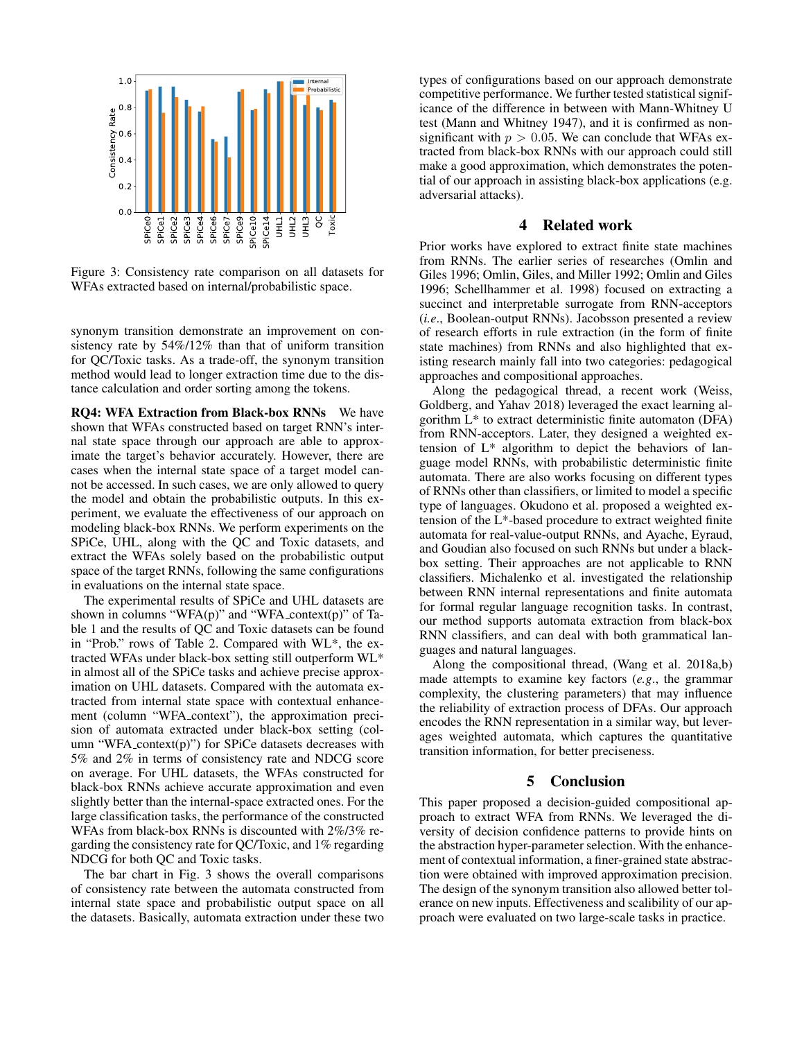Figure 3: Consistency rate comparison on all datasets for WFAs extracted based on internal/probabilistic space.

synonym transition demonstrate an improvement on consistency rate by 54%/12% than that of uniform transition for QC/Toxic tasks. As a trade-off, the synonym transition method would lead to longer extraction time due to the distance calculation and order sorting among the tokens.

**RQ4: WFA Extraction from Black-box RNNs** We have shown that WFAs constructed based on target RNN's internal state space through our approach are able to approximate the target's behavior accurately. However, there are cases when the internal state space of a target model cannot be accessed. In such cases, we are only allowed to query the model and obtain the probabilistic outputs. In this experiment, we evaluate the effectiveness of our approach on modeling black-box RNNs. We perform experiments on the SPiCe, UHL, along with the QC and Toxic datasets, and extract the WFAs solely based on the probabilistic output space of the target RNNs, following the same configurations in evaluations on the internal state space.

The experimental results of SPiCe and UHL datasets are shown in columns "WFA(p)" and "WFA_context(p)" of Table 1 and the results of QC and Toxic datasets can be found in "Prob." rows of Table 2. Compared with WL*, the extracted WFAs under black-box setting still outperform WL* in almost all of the SPiCe tasks and achieve precise approximation on UHL datasets. Compared with the automata extracted from internal state space with contextual enhancement (column "WFA_context"), the approximation precision of automata extracted under black-box setting (column "WFA_context(p)") for SPiCe datasets decreases with 5% and 2% in terms of consistency rate and NDCG score on average. For UHL datasets, the WFAs constructed for black-box RNNs achieve accurate approximation and even slightly better than the internal-space extracted ones. For the large classification tasks, the performance of the constructed WFAs from black-box RNNs is discounted with 2%/3% regarding the consistency rate for QC/Toxic, and 1% regarding NDCG for both QC and Toxic tasks.

The bar chart in Fig. 3 shows the overall comparisons of consistency rate between the automata constructed from internal state space and probabilistic output space on all the datasets. Basically, automata extraction under these two types of configurations based on our approach demonstrate competitive performance. We further tested statistical significance of the difference in between with Mann-Whitney U test (Mann and Whitney 1947), and it is confirmed as non-significant with $p > 0.05$. We can conclude that WFAs extracted from black-box RNNs with our approach could still make a good approximation, which demonstrates the potential of our approach in assisting black-box applications (e.g. adversarial attacks).

## 4 Related work

Prior works have explored to extract finite state machines from RNNs. The earlier series of researches (Omlin and Giles 1996; Omlin, Giles, and Miller 1992; Omlin and Giles 1996; Schellhammer et al. 1998) focused on extracting a succinct and interpretable surrogate from RNN-acceptors (*i.e.*, Boolean-output RNNs). Jacobsson presented a review of research efforts in rule extraction (in the form of finite state machines) from RNNs and also highlighted that existing research mainly fall into two categories: pedagogical approaches and compositional approaches.

Along the pedagogical thread, a recent work (Weiss, Goldberg, and Yahav 2018) leveraged the exact learning algorithm L* to extract deterministic finite automaton (DFA) from RNN-acceptors. Later, they designed a weighted extension of L* algorithm to depict the behaviors of language model RNNs, with probabilistic deterministic finite automata. There are also works focusing on different types of RNNs other than classifiers, or limited to model a specific type of languages. Okudono et al. proposed a weighted extension of the L*-based procedure to extract weighted finite automata for real-value-output RNNs, and Ayache, Eyraud, and Goudian also focused on such RNNs but under a black-box setting. Their approaches are not applicable to RNN classifiers. Michalenko et al. investigated the relationship between RNN internal representations and finite automata for formal regular language recognition tasks. In contrast, our method supports automata extraction from black-box RNN classifiers, and can deal with both grammatical languages and natural languages.

Along the compositional thread, (Wang et al. 2018a,b) made attempts to examine key factors (*e.g.*, the grammar complexity, the clustering parameters) that may influence the reliability of extraction process of DFAs. Our approach encodes the RNN representation in a similar way, but leverages weighted automata, which captures the quantitative transition information, for better preciseness.

## 5 Conclusion

This paper proposed a decision-guided compositional approach to extract WFA from RNNs. We leveraged the diversity of decision confidence patterns to provide hints on the abstraction hyper-parameter selection. With the enhancement of contextual information, a finer-grained state abstraction were obtained with improved approximation precision. The design of the synonym transition also allowed better tolerance on new inputs. Effectiveness and scalibility of our approach were evaluated on two large-scale tasks in practice.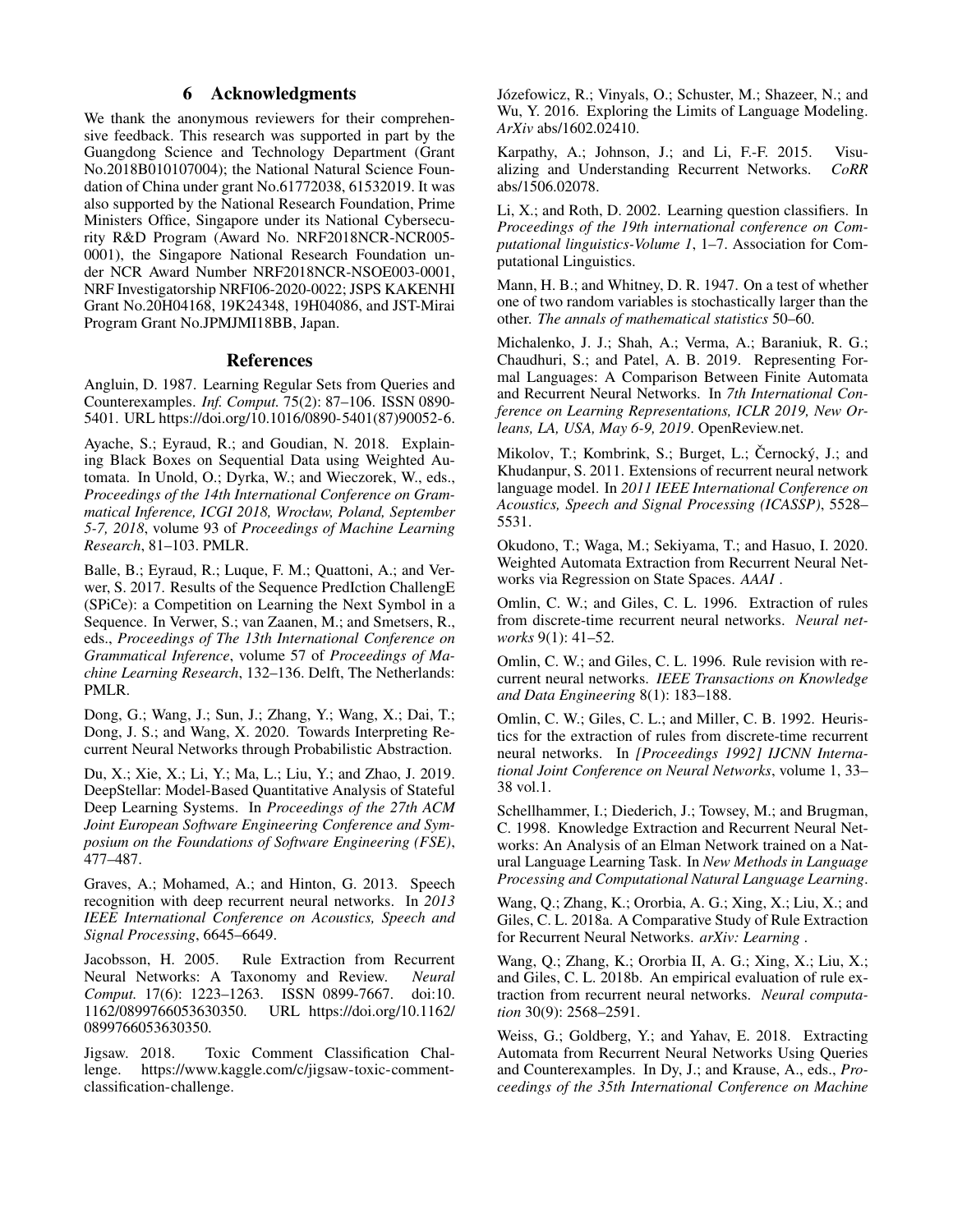## 6 Acknowledgments

We thank the anonymous reviewers for their comprehensive feedback. This research was supported in part by the Guangdong Science and Technology Department (Grant No.2018B010107004); the National Natural Science Foundation of China under grant No.61772038, 61532019. It was also supported by the National Research Foundation, Prime Ministers Office, Singapore under its National Cybersecurity R&D Program (Award No. NRF2018NCR-NCR005-0001), the Singapore National Research Foundation under NCR Award Number NRF2018NCR-NSOE003-0001, NRF Investigatorship NRFI06-2020-0022; JSPS KAKENHI Grant No.20H04168, 19K24348, 19H04086, and JST-Mirai Program Grant No.JPMJMI18BB, Japan.

## References

Angluin, D. 1987. Learning Regular Sets from Queries and Counterexamples. *Inf. Comput.* 75(2): 87–106. ISSN 0890-5401. URL https://doi.org/10.1016/0890-5401(87)90052-6.

Ayache, S.; Eyraud, R.; and Goudian, N. 2018. Explaining Black Boxes on Sequential Data using Weighted Automata. In Unold, O.; Dyrka, W.; and Wieczorek, W., eds., *Proceedings of the 14th International Conference on Grammatical Inference, ICGI 2018, Wrocław, Poland, September 5-7, 2018*, volume 93 of *Proceedings of Machine Learning Research*, 81–103. PMLR.

Balle, B.; Eyraud, R.; Luque, F. M.; Quattoni, A.; and Verwer, S. 2017. Results of the Sequence PredIction ChallengE (SPiCe): a Competition on Learning the Next Symbol in a Sequence. In Verwer, S.; van Zaanen, M.; and Smetsers, R., eds., *Proceedings of The 13th International Conference on Grammatical Inference*, volume 57 of *Proceedings of Machine Learning Research*, 132–136. Delft, The Netherlands: PMLR.

Dong, G.; Wang, J.; Sun, J.; Zhang, Y.; Wang, X.; Dai, T.; Dong, J. S.; and Wang, X. 2020. Towards Interpreting Recurrent Neural Networks through Probabilistic Abstraction.

Du, X.; Xie, X.; Li, Y.; Ma, L.; Liu, Y.; and Zhao, J. 2019. DeepStellar: Model-Based Quantitative Analysis of Stateful Deep Learning Systems. In *Proceedings of the 27th ACM Joint European Software Engineering Conference and Symposium on the Foundations of Software Engineering (FSE)*, 477–487.

Graves, A.; Mohamed, A.; and Hinton, G. 2013. Speech recognition with deep recurrent neural networks. In *2013 IEEE International Conference on Acoustics, Speech and Signal Processing*, 6645–6649.

Jacobsson, H. 2005. Rule Extraction from Recurrent Neural Networks: A Taxonomy and Review. *Neural Comput.* 17(6): 1223–1263. ISSN 0899-7667. doi:10.1162/0899766053630350. URL https://doi.org/10.1162/0899766053630350.

Jigsaw. 2018. Toxic Comment Classification Challenge. https://www.kaggle.com/c/jigsaw-toxic-comment-classification-challenge.

Józefowicz, R.; Vinyals, O.; Schuster, M.; Shazeer, N.; and Wu, Y. 2016. Exploring the Limits of Language Modeling. *ArXiv* abs/1602.02410.

Karpathy, A.; Johnson, J.; and Li, F.-F. 2015. Visualizing and Understanding Recurrent Networks. *CoRR* abs/1506.02078.

Li, X.; and Roth, D. 2002. Learning question classifiers. In *Proceedings of the 19th international conference on Computational linguistics-Volume 1*, 1–7. Association for Computational Linguistics.

Mann, H. B.; and Whitney, D. R. 1947. On a test of whether one of two random variables is stochastically larger than the other. *The annals of mathematical statistics* 50–60.

Michalenko, J. J.; Shah, A.; Verma, A.; Baraniuk, R. G.; Chaudhuri, S.; and Patel, A. B. 2019. Representing Formal Languages: A Comparison Between Finite Automata and Recurrent Neural Networks. In *7th International Conference on Learning Representations, ICLR 2019, New Orleans, LA, USA, May 6-9, 2019*. OpenReview.net.

Mikolov, T.; Kombrink, S.; Burget, L.; Černocký, J.; and Khudanpur, S. 2011. Extensions of recurrent neural network language model. In *2011 IEEE International Conference on Acoustics, Speech and Signal Processing (ICASSP)*, 5528–5531.

Okudono, T.; Waga, M.; Sekiyama, T.; and Hasuo, I. 2020. Weighted Automata Extraction from Recurrent Neural Networks via Regression on State Spaces. *AAAI* .

Omlin, C. W.; and Giles, C. L. 1996. Extraction of rules from discrete-time recurrent neural networks. *Neural networks* 9(1): 41–52.

Omlin, C. W.; and Giles, C. L. 1996. Rule revision with recurrent neural networks. *IEEE Transactions on Knowledge and Data Engineering* 8(1): 183–188.

Omlin, C. W.; Giles, C. L.; and Miller, C. B. 1992. Heuristics for the extraction of rules from discrete-time recurrent neural networks. In *[Proceedings 1992] IJCNN International Joint Conference on Neural Networks*, volume 1, 33–38 vol.1.

Schellhammer, I.; Diederich, J.; Towsey, M.; and Brugman, C. 1998. Knowledge Extraction and Recurrent Neural Networks: An Analysis of an Elman Network trained on a Natural Language Learning Task. In *New Methods in Language Processing and Computational Natural Language Learning*.

Wang, Q.; Zhang, K.; Ororbia, A. G.; Xing, X.; Liu, X.; and Giles, C. L. 2018a. A Comparative Study of Rule Extraction for Recurrent Neural Networks. *arXiv: Learning* .

Wang, Q.; Zhang, K.; Ororbia II, A. G.; Xing, X.; Liu, X.; and Giles, C. L. 2018b. An empirical evaluation of rule extraction from recurrent neural networks. *Neural computation* 30(9): 2568–2591.

Weiss, G.; Goldberg, Y.; and Yahav, E. 2018. Extracting Automata from Recurrent Neural Networks Using Queries and Counterexamples. In Dy, J.; and Krause, A., eds., *Proceedings of the 35th International Conference on Machine*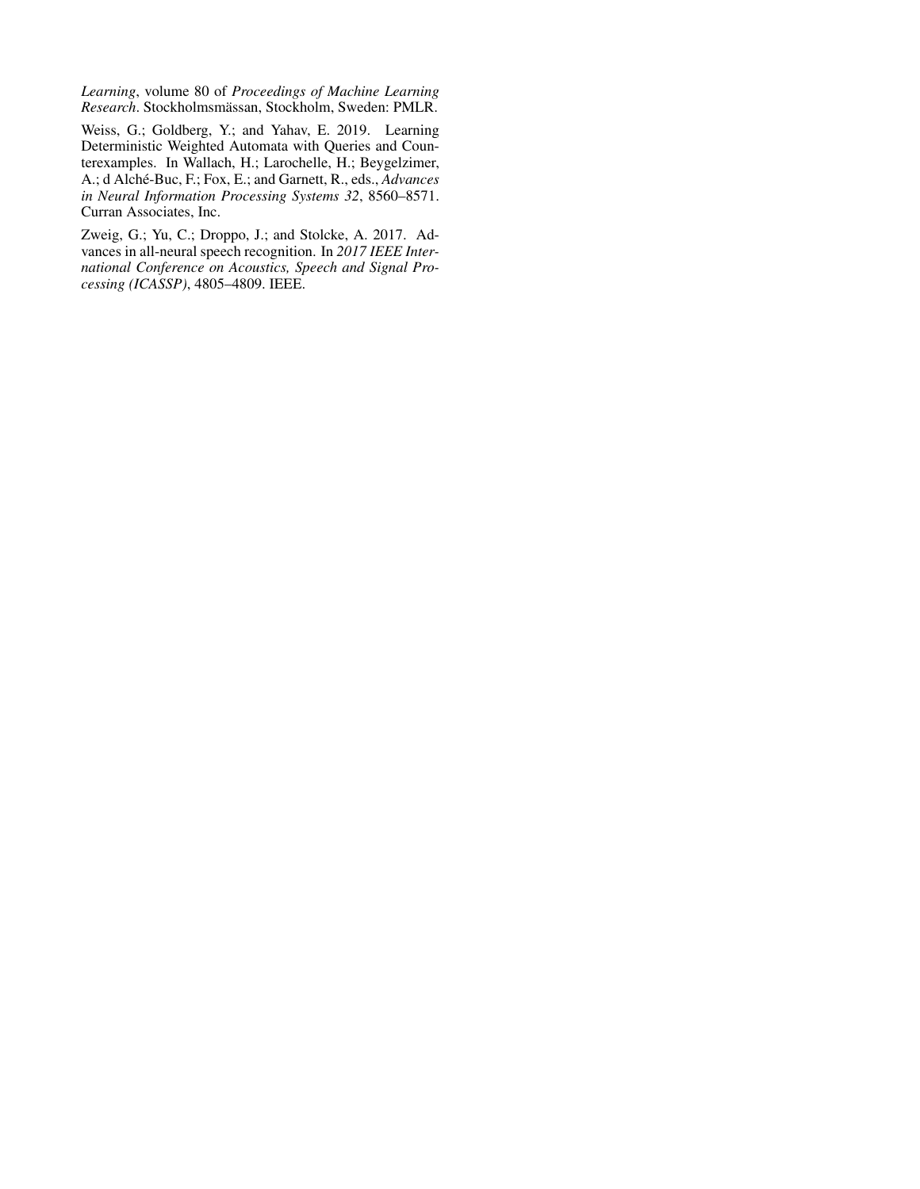*Learning*, volume 80 of *Proceedings of Machine Learning Research*. Stockholmsmässan, Stockholm, Sweden: PMLR.

Weiss, G.; Goldberg, Y.; and Yahav, E. 2019. Learning Deterministic Weighted Automata with Queries and Counterexamples. In Wallach, H.; Larochelle, H.; Beygelzimer, A.; d Alché-Buc, F.; Fox, E.; and Garnett, R., eds., *Advances in Neural Information Processing Systems 32*, 8560–8571. Curran Associates, Inc.

Zweig, G.; Yu, C.; Droppo, J.; and Stolcke, A. 2017. Advances in all-neural speech recognition. In *2017 IEEE International Conference on Acoustics, Speech and Signal Processing (ICASSP)*, 4805–4809. IEEE.